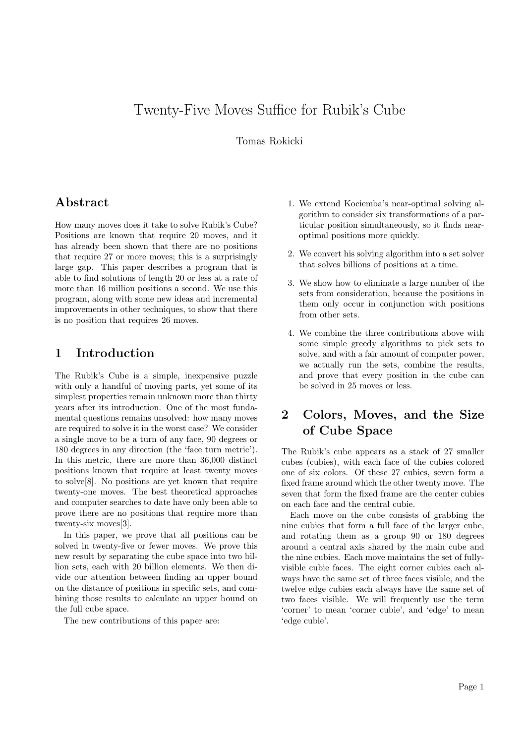# Twenty-Five Moves Suffice for Rubik's Cube

Tomas Rokicki

## Abstract

How many moves does it take to solve Rubik's Cube? Positions are known that require 20 moves, and it has already been shown that there are no positions that require 27 or more moves; this is a surprisingly large gap. This paper describes a program that is able to find solutions of length 20 or less at a rate of more than 16 million positions a second. We use this program, along with some new ideas and incremental improvements in other techniques, to show that there is no position that requires 26 moves.

## 1 Introduction

The Rubik's Cube is a simple, inexpensive puzzle with only a handful of moving parts, yet some of its simplest properties remain unknown more than thirty years after its introduction. One of the most fundamental questions remains unsolved: how many moves are required to solve it in the worst case? We consider a single move to be a turn of any face, 90 degrees or 180 degrees in any direction (the 'face turn metric'). In this metric, there are more than 36,000 distinct positions known that require at least twenty moves to solve[8]. No positions are yet known that require twenty-one moves. The best theoretical approaches and computer searches to date have only been able to prove there are no positions that require more than twenty-six moves[3].

In this paper, we prove that all positions can be solved in twenty-five or fewer moves. We prove this new result by separating the cube space into two billion sets, each with 20 billion elements. We then divide our attention between finding an upper bound on the distance of positions in specific sets, and combining those results to calculate an upper bound on the full cube space.

The new contributions of this paper are:

1. We extend Kociemba's near-optimal solving algorithm to consider six transformations of a particular position simultaneously, so it finds near-optimal positions more quickly.
2. We convert his solving algorithm into a set solver that solves billions of positions at a time.
3. We show how to eliminate a large number of the sets from consideration, because the positions in them only occur in conjunction with positions from other sets.
4. We combine the three contributions above with some simple greedy algorithms to pick sets to solve, and with a fair amount of computer power, we actually run the sets, combine the results, and prove that every position in the cube can be solved in 25 moves or less.

## 2 Colors, Moves, and the Size of Cube Space

The Rubik's cube appears as a stack of 27 smaller cubes (cubies), with each face of the cubies colored one of six colors. Of these 27 cubies, seven form a fixed frame around which the other twenty move. The seven that form the fixed frame are the center cubies on each face and the central cubie.

Each move on the cube consists of grabbing the nine cubies that form a full face of the larger cube, and rotating them as a group 90 or 180 degrees around a central axis shared by the main cube and the nine cubies. Each move maintains the set of fully-visible cubie faces. The eight corner cubies each always have the same set of three faces visible, and the twelve edge cubies each always have the same set of two faces visible. We will frequently use the term 'corner' to mean 'corner cubie', and 'edge' to mean 'edge cubie'.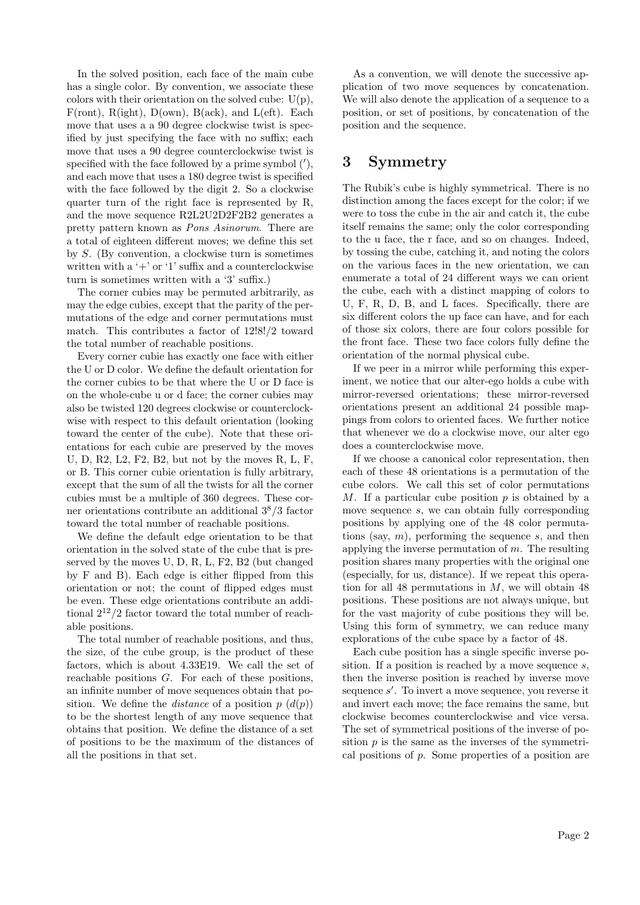In the solved position, each face of the main cube has a single color. By convention, we associate these colors with their orientation on the solved cube: U(p), F(ront), R(ight), D(own), B(ack), and L(eft). Each move that uses a a 90 degree clockwise twist is specified by just specifying the face with no suffix; each move that uses a 90 degree counterclockwise twist is specified with the face followed by a prime symbol ($'$), and each move that uses a 180 degree twist is specified with the face followed by the digit 2. So a clockwise quarter turn of the right face is represented by R, and the move sequence R2L2U2D2F2B2 generates a pretty pattern known as *Pons Asinorum*. There are a total of eighteen different moves; we define this set by $S$. (By convention, a clockwise turn is sometimes written with a '+' or '1' suffix and a counterclockwise turn is sometimes written with a '3' suffix.)

The corner cubies may be permuted arbitrarily, as may the edge cubies, except that the parity of the permutations of the edge and corner permutations must match. This contributes a factor of $12!8!/2$ toward the total number of reachable positions.

Every corner cubie has exactly one face with either the U or D color. We define the default orientation for the corner cubies to be that where the U or D face is on the whole-cube u or d face; the corner cubies may also be twisted 120 degrees clockwise or counterclockwise with respect to this default orientation (looking toward the center of the cube). Note that these orientations for each cubie are preserved by the moves U, D, R2, L2, F2, B2, but not by the moves R, L, F, or B. This corner cubie orientation is fully arbitrary, except that the sum of all the twists for all the corner cubies must be a multiple of 360 degrees. These corner orientations contribute an additional $3^8/3$ factor toward the total number of reachable positions.

We define the default edge orientation to be that orientation in the solved state of the cube that is preserved by the moves U, D, R, L, F2, B2 (but changed by F and B). Each edge is either flipped from this orientation or not; the count of flipped edges must be even. These edge orientations contribute an additional $2^{12}/2$ factor toward the total number of reachable positions.

The total number of reachable positions, and thus, the size, of the cube group, is the product of these factors, which is about 4.33E19. We call the set of reachable positions $G$. For each of these positions, an infinite number of move sequences obtain that position. We define the *distance* of a position $p$ ($d(p)$) to be the shortest length of any move sequence that obtains that position. We define the distance of a set of positions to be the maximum of the distances of all the positions in that set.

As a convention, we will denote the successive application of two move sequences by concatenation. We will also denote the application of a sequence to a position, or set of positions, by concatenation of the position and the sequence.

## 3 Symmetry

The Rubik's cube is highly symmetrical. There is no distinction among the faces except for the color; if we were to toss the cube in the air and catch it, the cube itself remains the same; only the color corresponding to the u face, the r face, and so on changes. Indeed, by tossing the cube, catching it, and noting the colors on the various faces in the new orientation, we can enumerate a total of 24 different ways we can orient the cube, each with a distinct mapping of colors to U, F, R, D, B, and L faces. Specifically, there are six different colors the up face can have, and for each of those six colors, there are four colors possible for the front face. These two face colors fully define the orientation of the normal physical cube.

If we peer in a mirror while performing this experiment, we notice that our alter-ego holds a cube with mirror-reversed orientations; these mirror-reversed orientations present an additional 24 possible mappings from colors to oriented faces. We further notice that whenever we do a clockwise move, our alter ego does a counterclockwise move.

If we choose a canonical color representation, then each of these 48 orientations is a permutation of the cube colors. We call this set of color permutations $M$. If a particular cube position $p$ is obtained by a move sequence $s$, we can obtain fully corresponding positions by applying one of the 48 color permutations (say, $m$), performing the sequence $s$, and then applying the inverse permutation of $m$. The resulting position shares many properties with the original one (especially, for us, distance). If we repeat this operation for all 48 permutations in $M$, we will obtain 48 positions. These positions are not always unique, but for the vast majority of cube positions they will be. Using this form of symmetry, we can reduce many explorations of the cube space by a factor of 48.

Each cube position has a single specific inverse position. If a position is reached by a move sequence $s$, then the inverse position is reached by inverse move sequence $s'$. To invert a move sequence, you reverse it and invert each move; the face remains the same, but clockwise becomes counterclockwise and vice versa. The set of symmetrical positions of the inverse of position $p$ is the same as the inverses of the symmetrical positions of $p$. Some properties of a position are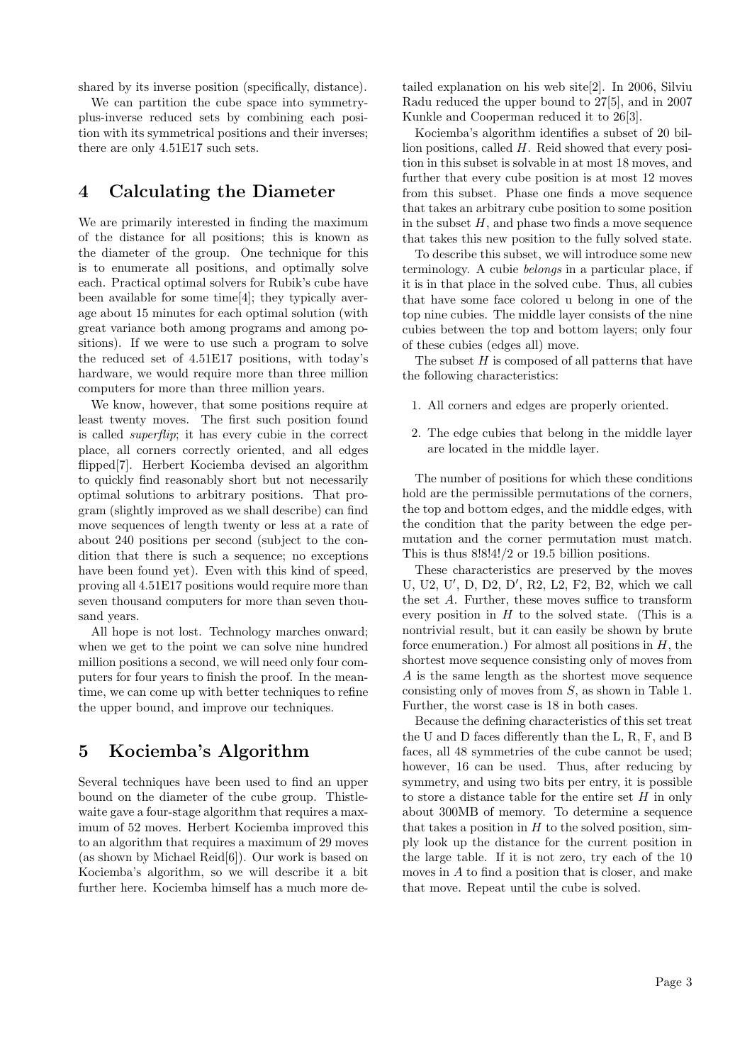shared by its inverse position (specifically, distance).

We can partition the cube space into symmetry-plus-inverse reduced sets by combining each position with its symmetrical positions and their inverses; there are only 4.51E17 such sets.

## 4 Calculating the Diameter

We are primarily interested in finding the maximum of the distance for all positions; this is known as the diameter of the group. One technique for this is to enumerate all positions, and optimally solve each. Practical optimal solvers for Rubik's cube have been available for some time[4]; they typically average about 15 minutes for each optimal solution (with great variance both among programs and among positions). If we were to use such a program to solve the reduced set of 4.51E17 positions, with today's hardware, we would require more than three million computers for more than three million years.

We know, however, that some positions require at least twenty moves. The first such position found is called *superflip*; it has every cubie in the correct place, all corners correctly oriented, and all edges flipped[7]. Herbert Kociemba devised an algorithm to quickly find reasonably short but not necessarily optimal solutions to arbitrary positions. That program (slightly improved as we shall describe) can find move sequences of length twenty or less at a rate of about 240 positions per second (subject to the condition that there is such a sequence; no exceptions have been found yet). Even with this kind of speed, proving all 4.51E17 positions would require more than seven thousand computers for more than seven thousand years.

All hope is not lost. Technology marches onward; when we get to the point we can solve nine hundred million positions a second, we will need only four computers for four years to finish the proof. In the meantime, we can come up with better techniques to refine the upper bound, and improve our techniques.

## 5 Kociemba's Algorithm

Several techniques have been used to find an upper bound on the diameter of the cube group. Thistlewaite gave a four-stage algorithm that requires a maximum of 52 moves. Herbert Kociemba improved this to an algorithm that requires a maximum of 29 moves (as shown by Michael Reid[6]). Our work is based on Kociemba's algorithm, so we will describe it a bit further here. Kociemba himself has a much more detailed explanation on his web site[2]. In 2006, Silviu Radu reduced the upper bound to 27[5], and in 2007 Kunkle and Cooperman reduced it to 26[3].

Kociemba's algorithm identifies a subset of 20 billion positions, called $H$. Reid showed that every position in this subset is solvable in at most 18 moves, and further that every cube position is at most 12 moves from this subset. Phase one finds a move sequence that takes an arbitrary cube position to some position in the subset $H$, and phase two finds a move sequence that takes this new position to the fully solved state.

To describe this subset, we will introduce some new terminology. A cubie *belongs* in a particular place, if it is in that place in the solved cube. Thus, all cubies that have some face colored u belong in one of the top nine cubies. The middle layer consists of the nine cubies between the top and bottom layers; only four of these cubies (edges all) move.

The subset $H$ is composed of all patterns that have the following characteristics:

1. All corners and edges are properly oriented.
2. The edge cubies that belong in the middle layer are located in the middle layer.

The number of positions for which these conditions hold are the permissible permutations of the corners, the top and bottom edges, and the middle edges, with the condition that the parity between the edge permutation and the corner permutation must match. This is thus $8!8!4!/2$ or 19.5 billion positions.

These characteristics are preserved by the moves U, U2, U′, D, D2, D′, R2, L2, F2, B2, which we call the set $A$. Further, these moves suffice to transform every position in $H$ to the solved state. (This is a nontrivial result, but it can easily be shown by brute force enumeration.) For almost all positions in $H$, the shortest move sequence consisting only of moves from $A$ is the same length as the shortest move sequence consisting only of moves from $S$, as shown in Table 1. Further, the worst case is 18 in both cases.

Because the defining characteristics of this set treat the U and D faces differently than the L, R, F, and B faces, all 48 symmetries of the cube cannot be used; however, 16 can be used. Thus, after reducing by symmetry, and using two bits per entry, it is possible to store a distance table for the entire set $H$ in only about 300MB of memory. To determine a sequence that takes a position in $H$ to the solved position, simply look up the distance for the current position in the large table. If it is not zero, try each of the 10 moves in $A$ to find a position that is closer, and make that move. Repeat until the cube is solved.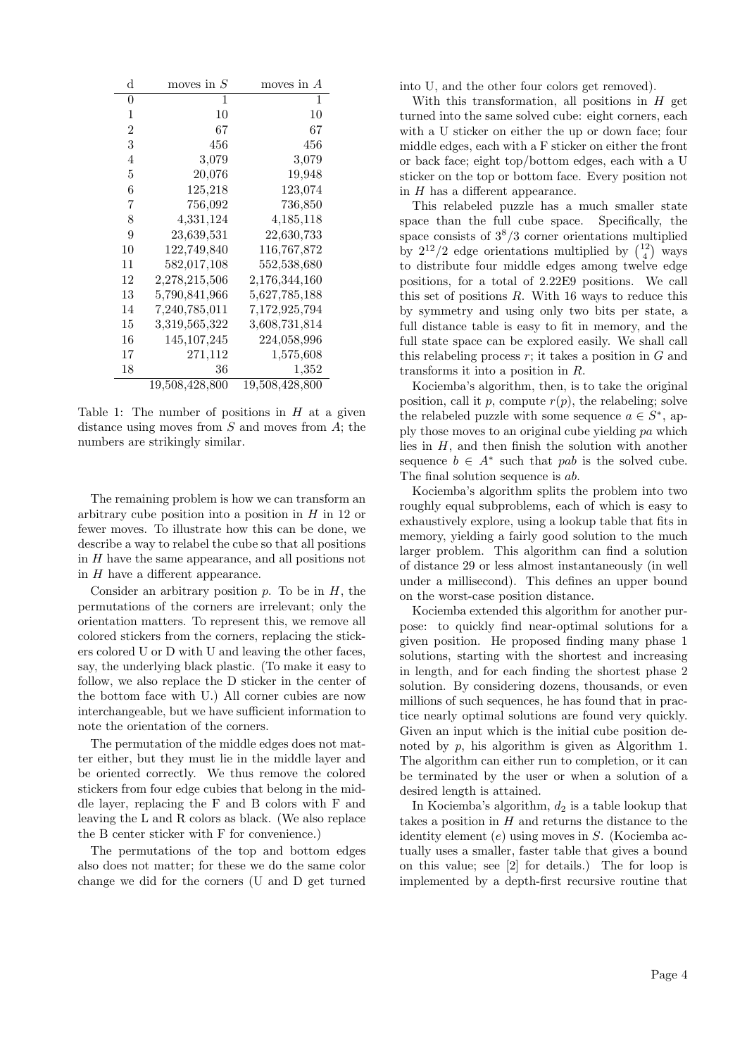| d | moves in $S$ | moves in $A$ |
|---|---|---|
| 0 | 1 | 1 |
| 1 | 10 | 10 |
| 2 | 67 | 67 |
| 3 | 456 | 456 |
| 4 | 3,079 | 3,079 |
| 5 | 20,076 | 19,948 |
| 6 | 125,218 | 123,074 |
| 7 | 756,092 | 736,850 |
| 8 | 4,331,124 | 4,185,118 |
| 9 | 23,639,531 | 22,630,733 |
| 10 | 122,749,840 | 116,767,872 |
| 11 | 582,017,108 | 552,538,680 |
| 12 | 2,278,215,506 | 2,176,344,160 |
| 13 | 5,790,841,966 | 5,627,785,188 |
| 14 | 7,240,785,011 | 7,172,925,794 |
| 15 | 3,319,565,322 | 3,608,731,814 |
| 16 | 145,107,245 | 224,058,996 |
| 17 | 271,112 | 1,575,608 |
| 18 | 36 | 1,352 |
| | 19,508,428,800 | 19,508,428,800 |

Table 1: The number of positions in $H$ at a given distance using moves from $S$ and moves from $A$; the numbers are strikingly similar.

The remaining problem is how we can transform an arbitrary cube position into a position in $H$ in 12 or fewer moves. To illustrate how this can be done, we describe a way to relabel the cube so that all positions in $H$ have the same appearance, and all positions not in $H$ have a different appearance.

Consider an arbitrary position $p$. To be in $H$, the permutations of the corners are irrelevant; only the orientation matters. To represent this, we remove all colored stickers from the corners, replacing the stickers colored U or D with U and leaving the other faces, say, the underlying black plastic. (To make it easy to follow, we also replace the D sticker in the center of the bottom face with U.) All corner cubies are now interchangeable, but we have sufficient information to note the orientation of the corners.

The permutation of the middle edges does not matter either, but they must lie in the middle layer and be oriented correctly. We thus remove the colored stickers from four edge cubies that belong in the middle layer, replacing the F and B colors with F and leaving the L and R colors as black. (We also replace the B center sticker with F for convenience.)

The permutations of the top and bottom edges also does not matter; for these we do the same color change we did for the corners (U and D get turned into U, and the other four colors get removed).

With this transformation, all positions in $H$ get turned into the same solved cube: eight corners, each with a U sticker on either the up or down face; four middle edges, each with a F sticker on either the front or back face; eight top/bottom edges, each with a U sticker on the top or bottom face. Every position not in $H$ has a different appearance.

This relabeled puzzle has a much smaller state space than the full cube space. Specifically, the space consists of $3^8/3$ corner orientations multiplied by $2^{12}/2$ edge orientations multiplied by $\binom{12}{4}$ ways to distribute four middle edges among twelve edge positions, for a total of 2.22E9 positions. We call this set of positions $R$. With 16 ways to reduce this by symmetry and using only two bits per state, a full distance table is easy to fit in memory, and the full state space can be explored easily. We shall call this relabeling process $r$; it takes a position in $G$ and transforms it into a position in $R$.

Kociemba's algorithm, then, is to take the original position, call it $p$, compute $r(p)$, the relabeling; solve the relabeled puzzle with some sequence $a \in S^*$, apply those moves to an original cube yielding $pa$ which lies in $H$, and then finish the solution with another sequence $b \in A^*$ such that $pab$ is the solved cube. The final solution sequence is $ab$.

Kociemba's algorithm splits the problem into two roughly equal subproblems, each of which is easy to exhaustively explore, using a lookup table that fits in memory, yielding a fairly good solution to the much larger problem. This algorithm can find a solution of distance 29 or less almost instantaneously (in well under a millisecond). This defines an upper bound on the worst-case position distance.

Kociemba extended this algorithm for another purpose: to quickly find near-optimal solutions for a given position. He proposed finding many phase 1 solutions, starting with the shortest and increasing in length, and for each finding the shortest phase 2 solution. By considering dozens, thousands, or even millions of such sequences, he has found that in practice nearly optimal solutions are found very quickly. Given an input which is the initial cube position denoted by $p$, his algorithm is given as Algorithm 1. The algorithm can either run to completion, or it can be terminated by the user or when a solution of a desired length is attained.

In Kociemba's algorithm, $d_2$ is a table lookup that takes a position in $H$ and returns the distance to the identity element ($e$) using moves in $S$. (Kociemba actually uses a smaller, faster table that gives a bound on this value; see [2] for details.) The for loop is implemented by a depth-first recursive routine that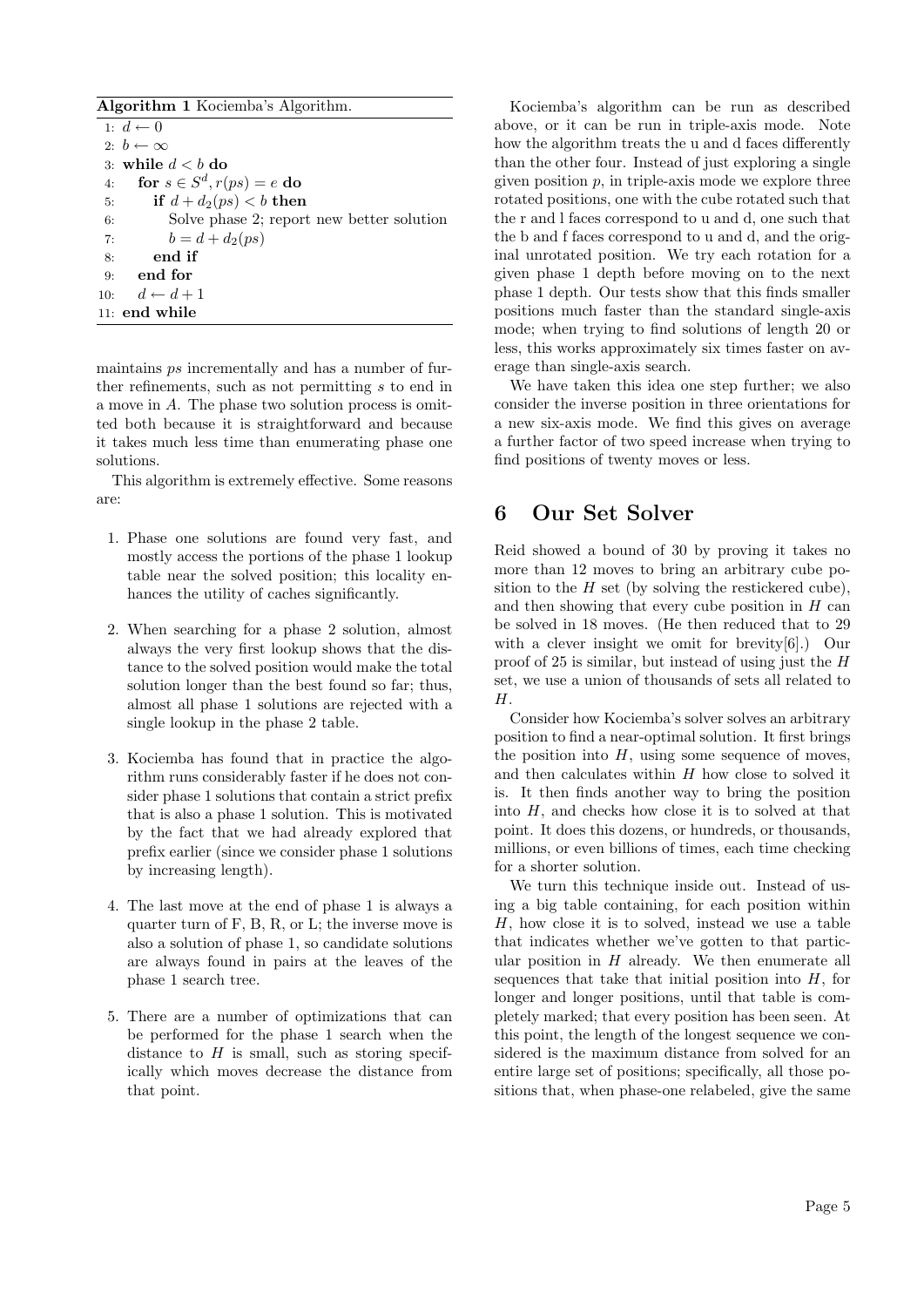**Algorithm 1** Kociemba's Algorithm.

```
1:  d ← 0
2:  b ← ∞
3:  while d < b do
4:      for s ∈ S^d, r(ps) = e do
5:          if d + d_2(ps) < b then
6:              Solve phase 2; report new better solution
7:              b = d + d_2(ps)
8:          end if
9:      end for
10:     d ← d + 1
11: end while
```

maintains $ps$ incrementally and has a number of further refinements, such as not permitting $s$ to end in a move in $A$. The phase two solution process is omitted both because it is straightforward and because it takes much less time than enumerating phase one solutions.

This algorithm is extremely effective. Some reasons are:

1. Phase one solutions are found very fast, and mostly access the portions of the phase 1 lookup table near the solved position; this locality enhances the utility of caches significantly.

2. When searching for a phase 2 solution, almost always the very first lookup shows that the distance to the solved position would make the total solution longer than the best found so far; thus, almost all phase 1 solutions are rejected with a single lookup in the phase 2 table.

3. Kociemba has found that in practice the algorithm runs considerably faster if he does not consider phase 1 solutions that contain a strict prefix that is also a phase 1 solution. This is motivated by the fact that we had already explored that prefix earlier (since we consider phase 1 solutions by increasing length).

4. The last move at the end of phase 1 is always a quarter turn of F, B, R, or L; the inverse move is also a solution of phase 1, so candidate solutions are always found in pairs at the leaves of the phase 1 search tree.

5. There are a number of optimizations that can be performed for the phase 1 search when the distance to $H$ is small, such as storing specifically which moves decrease the distance from that point.

Kociemba's algorithm can be run as described above, or it can be run in triple-axis mode. Note how the algorithm treats the u and d faces differently than the other four. Instead of just exploring a single given position $p$, in triple-axis mode we explore three rotated positions, one with the cube rotated such that the r and l faces correspond to u and d, one such that the b and f faces correspond to u and d, and the original unrotated position. We try each rotation for a given phase 1 depth before moving on to the next phase 1 depth. Our tests show that this finds smaller positions much faster than the standard single-axis mode; when trying to find solutions of length 20 or less, this works approximately six times faster on average than single-axis search.

We have taken this idea one step further; we also consider the inverse position in three orientations for a new six-axis mode. We find this gives on average a further factor of two speed increase when trying to find positions of twenty moves or less.

## 6 Our Set Solver

Reid showed a bound of 30 by proving it takes no more than 12 moves to bring an arbitrary cube position to the $H$ set (by solving the restickered cube), and then showing that every cube position in $H$ can be solved in 18 moves. (He then reduced that to 29 with a clever insight we omit for brevity[6].) Our proof of 25 is similar, but instead of using just the $H$ set, we use a union of thousands of sets all related to $H$.

Consider how Kociemba's solver solves an arbitrary position to find a near-optimal solution. It first brings the position into $H$, using some sequence of moves, and then calculates within $H$ how close to solved it is. It then finds another way to bring the position into $H$, and checks how close it is to solved at that point. It does this dozens, or hundreds, or thousands, millions, or even billions of times, each time checking for a shorter solution.

We turn this technique inside out. Instead of using a big table containing, for each position within $H$, how close it is to solved, instead we use a table that indicates whether we've gotten to that particular position in $H$ already. We then enumerate all sequences that take that initial position into $H$, for longer and longer positions, until that table is completely marked; that every position has been seen. At this point, the length of the longest sequence we considered is the maximum distance from solved for an entire large set of positions; specifically, all those positions that, when phase-one relabeled, give the same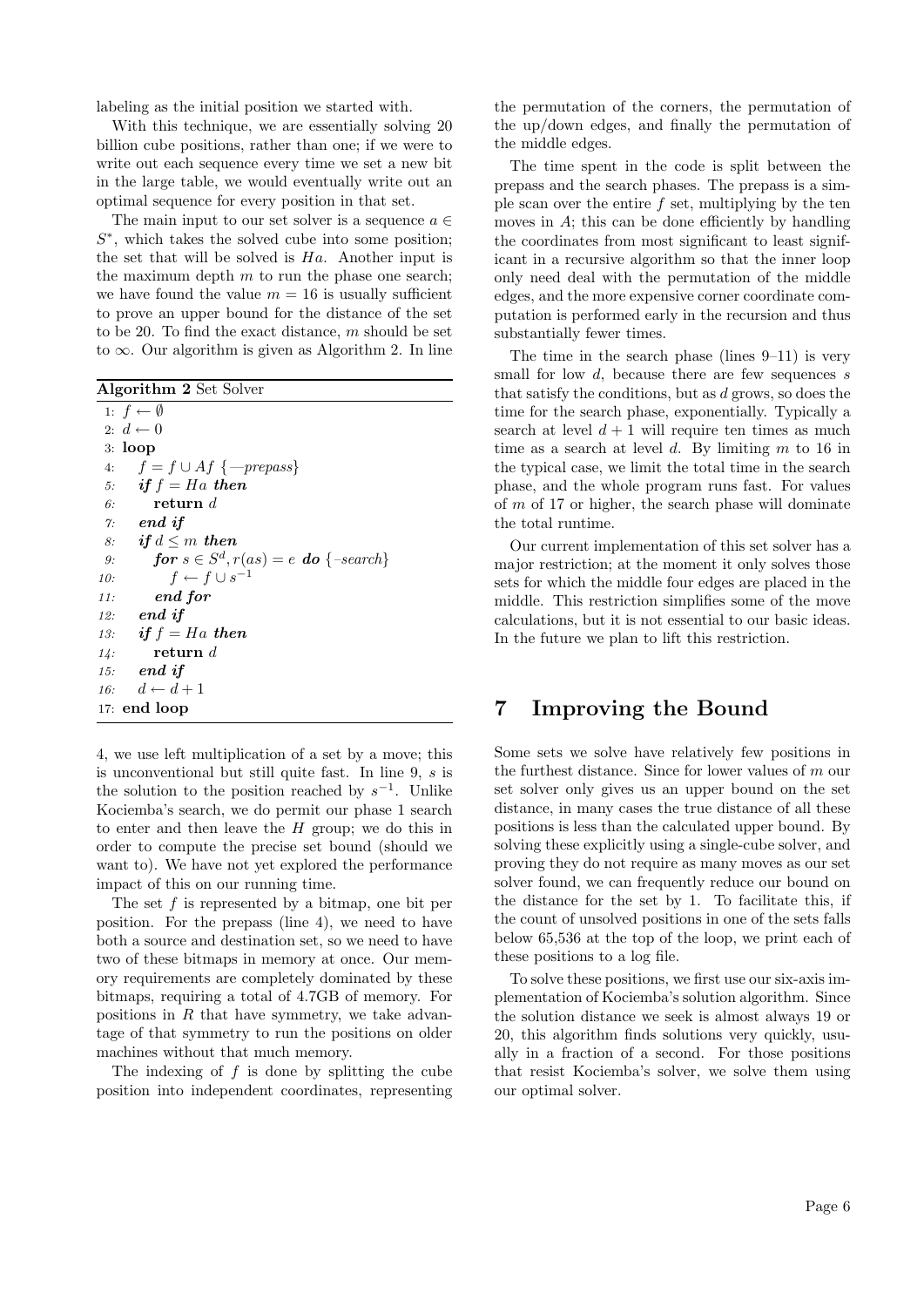labeling as the initial position we started with.

With this technique, we are essentially solving 20 billion cube positions, rather than one; if we were to write out each sequence every time we set a new bit in the large table, we would eventually write out an optimal sequence for every position in that set.

The main input to our set solver is a sequence $a \in S^*$, which takes the solved cube into some position; the set that will be solved is $Ha$. Another input is the maximum depth $m$ to run the phase one search; we have found the value $m = 16$ is usually sufficient to prove an upper bound for the distance of the set to be 20. To find the exact distance, $m$ should be set to $\infty$. Our algorithm is given as Algorithm 2. In line 4, we use left multiplication of a set by a move; this is unconventional but still quite fast. In line 9, $s$ is the solution to the position reached by $s^{-1}$. Unlike Kociemba's search, we do permit our phase 1 search to enter and then leave the $H$ group; we do this in order to compute the precise set bound (should we want to). We have not yet explored the performance impact of this on our running time.

**Algorithm 2** Set Solver

```
1: f ← ∅
2: d ← 0
3: loop
4:   f = f ∪ Af {—prepass}
5:   if f = Ha then
6:     return d
7:   end if
8:   if d ≤ m then
9:     for s ∈ S^d, r(as) = e do {–search}
10:      f ← f ∪ s^{-1}
11:    end for
12:  end if
13:  if f = Ha then
14:    return d
15:  end if
16:  d ← d + 1
17: end loop
```

The set $f$ is represented by a bitmap, one bit per position. For the prepass (line 4), we need to have both a source and destination set, so we need to have two of these bitmaps in memory at once. Our memory requirements are completely dominated by these bitmaps, requiring a total of 4.7GB of memory. For positions in $R$ that have symmetry, we take advantage of that symmetry to run the positions on older machines without that much memory.

The indexing of $f$ is done by splitting the cube position into independent coordinates, representing the permutation of the corners, the permutation of the up/down edges, and finally the permutation of the middle edges.

The time spent in the code is split between the prepass and the search phases. The prepass is a simple scan over the entire $f$ set, multiplying by the ten moves in $A$; this can be done efficiently by handling the coordinates from most significant to least significant in a recursive algorithm so that the inner loop only need deal with the permutation of the middle edges, and the more expensive corner coordinate computation is performed early in the recursion and thus substantially fewer times.

The time in the search phase (lines 9–11) is very small for low $d$, because there are few sequences $s$ that satisfy the conditions, but as $d$ grows, so does the time for the search phase, exponentially. Typically a search at level $d+1$ will require ten times as much time as a search at level $d$. By limiting $m$ to 16 in the typical case, we limit the total time in the search phase, and the whole program runs fast. For values of $m$ of 17 or higher, the search phase will dominate the total runtime.

Our current implementation of this set solver has a major restriction; at the moment it only solves those sets for which the middle four edges are placed in the middle. This restriction simplifies some of the move calculations, but it is not essential to our basic ideas. In the future we plan to lift this restriction.

# 7 Improving the Bound

Some sets we solve have relatively few positions in the furthest distance. Since for lower values of $m$ our set solver only gives us an upper bound on the set distance, in many cases the true distance of all these positions is less than the calculated upper bound. By solving these explicitly using a single-cube solver, and proving they do not require as many moves as our set solver found, we can frequently reduce our bound on the distance for the set by 1. To facilitate this, if the count of unsolved positions in one of the sets falls below 65,536 at the top of the loop, we print each of these positions to a log file.

To solve these positions, we first use our six-axis implementation of Kociemba's solution algorithm. Since the solution distance we seek is almost always 19 or 20, this algorithm finds solutions very quickly, usually in a fraction of a second. For those positions that resist Kociemba's solver, we solve them using our optimal solver.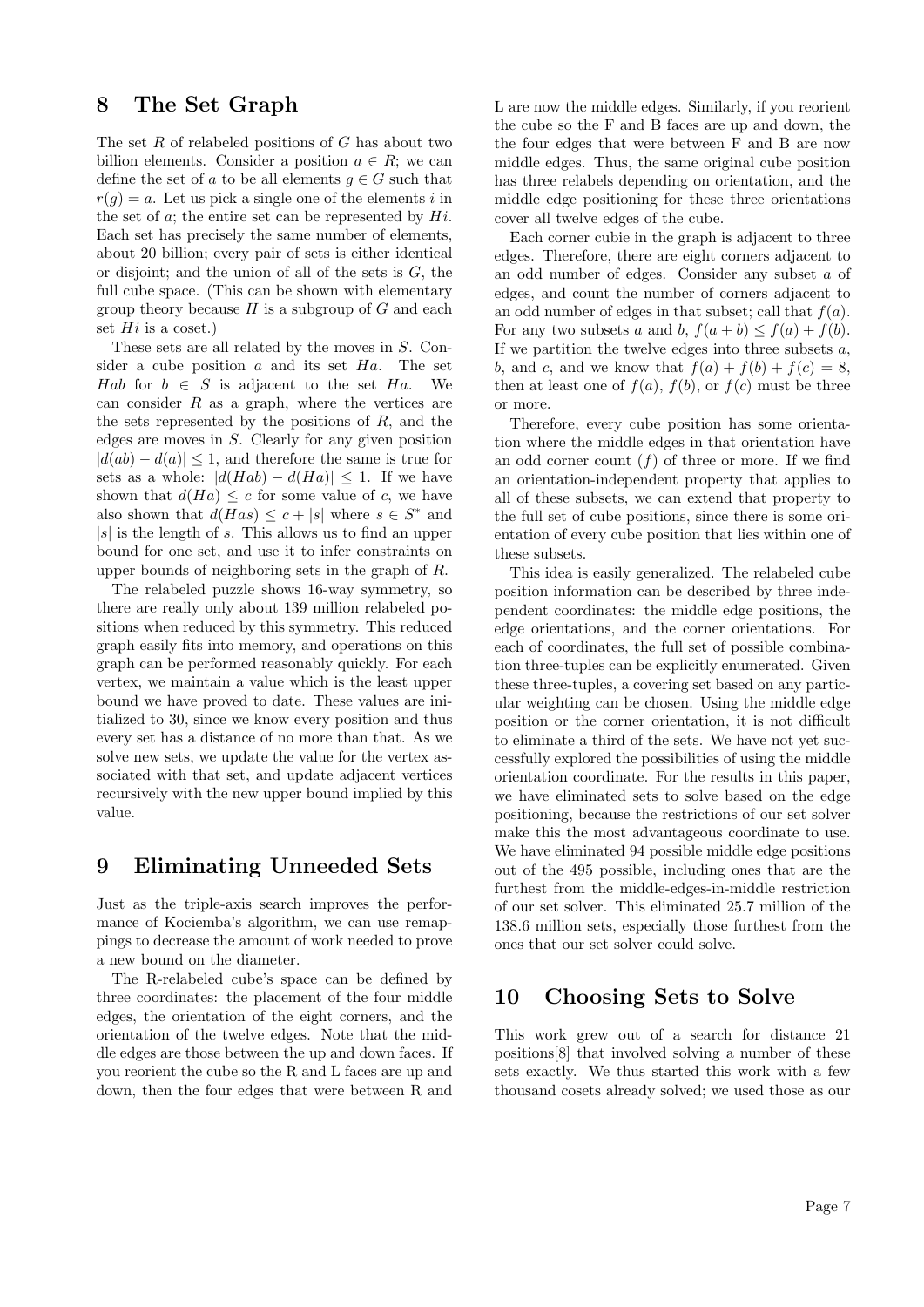## 8 The Set Graph

The set $R$ of relabeled positions of $G$ has about two billion elements. Consider a position $a \in R$; we can define the set of $a$ to be all elements $g \in G$ such that $r(g) = a$. Let us pick a single one of the elements $i$ in the set of $a$; the entire set can be represented by $Hi$. Each set has precisely the same number of elements, about 20 billion; every pair of sets is either identical or disjoint; and the union of all of the sets is $G$, the full cube space. (This can be shown with elementary group theory because $H$ is a subgroup of $G$ and each set $Hi$ is a coset.)

These sets are all related by the moves in $S$. Consider a cube position $a$ and its set $Ha$. The set $Hab$ for $b \in S$ is adjacent to the set $Ha$. We can consider $R$ as a graph, where the vertices are the sets represented by the positions of $R$, and the edges are moves in $S$. Clearly for any given position $|d(ab) - d(a)| \leq 1$, and therefore the same is true for sets as a whole: $|d(Hab) - d(Ha)| \leq 1$. If we have shown that $d(Ha) \leq c$ for some value of $c$, we have also shown that $d(Has) \leq c + |s|$ where $s \in S^*$ and $|s|$ is the length of $s$. This allows us to find an upper bound for one set, and use it to infer constraints on upper bounds of neighboring sets in the graph of $R$.

The relabeled puzzle shows 16-way symmetry, so there are really only about 139 million relabeled positions when reduced by this symmetry. This reduced graph easily fits into memory, and operations on this graph can be performed reasonably quickly. For each vertex, we maintain a value which is the least upper bound we have proved to date. These values are initialized to 30, since we know every position and thus every set has a distance of no more than that. As we solve new sets, we update the value for the vertex associated with that set, and update adjacent vertices recursively with the new upper bound implied by this value.

## 9 Eliminating Unneeded Sets

Just as the triple-axis search improves the performance of Kociemba's algorithm, we can use remappings to decrease the amount of work needed to prove a new bound on the diameter.

The R-relabeled cube's space can be defined by three coordinates: the placement of the four middle edges, the orientation of the eight corners, and the orientation of the twelve edges. Note that the middle edges are those between the up and down faces. If you reorient the cube so the R and L faces are up and down, then the four edges that were between R and L are now the middle edges. Similarly, if you reorient the cube so the F and B faces are up and down, the the four edges that were between F and B are now middle edges. Thus, the same original cube position has three relabels depending on orientation, and the middle edge positioning for these three orientations cover all twelve edges of the cube.

Each corner cubie in the graph is adjacent to three edges. Therefore, there are eight corners adjacent to an odd number of edges. Consider any subset $a$ of edges, and count the number of corners adjacent to an odd number of edges in that subset; call that $f(a)$. For any two subsets $a$ and $b$, $f(a + b) \leq f(a) + f(b)$. If we partition the twelve edges into three subsets $a$, $b$, and $c$, and we know that $f(a) + f(b) + f(c) = 8$, then at least one of $f(a)$, $f(b)$, or $f(c)$ must be three or more.

Therefore, every cube position has some orientation where the middle edges in that orientation have an odd corner count ($f$) of three or more. If we find an orientation-independent property that applies to all of these subsets, we can extend that property to the full set of cube positions, since there is some orientation of every cube position that lies within one of these subsets.

This idea is easily generalized. The relabeled cube position information can be described by three independent coordinates: the middle edge positions, the edge orientations, and the corner orientations. For each of coordinates, the full set of possible combination three-tuples can be explicitly enumerated. Given these three-tuples, a covering set based on any particular weighting can be chosen. Using the middle edge position or the corner orientation, it is not difficult to eliminate a third of the sets. We have not yet successfully explored the possibilities of using the middle orientation coordinate. For the results in this paper, we have eliminated sets to solve based on the edge positioning, because the restrictions of our set solver make this the most advantageous coordinate to use. We have eliminated 94 possible middle edge positions out of the 495 possible, including ones that are the furthest from the middle-edges-in-middle restriction of our set solver. This eliminated 25.7 million of the 138.6 million sets, especially those furthest from the ones that our set solver could solve.

## 10 Choosing Sets to Solve

This work grew out of a search for distance 21 positions[8] that involved solving a number of these sets exactly. We thus started this work with a few thousand cosets already solved; we used those as our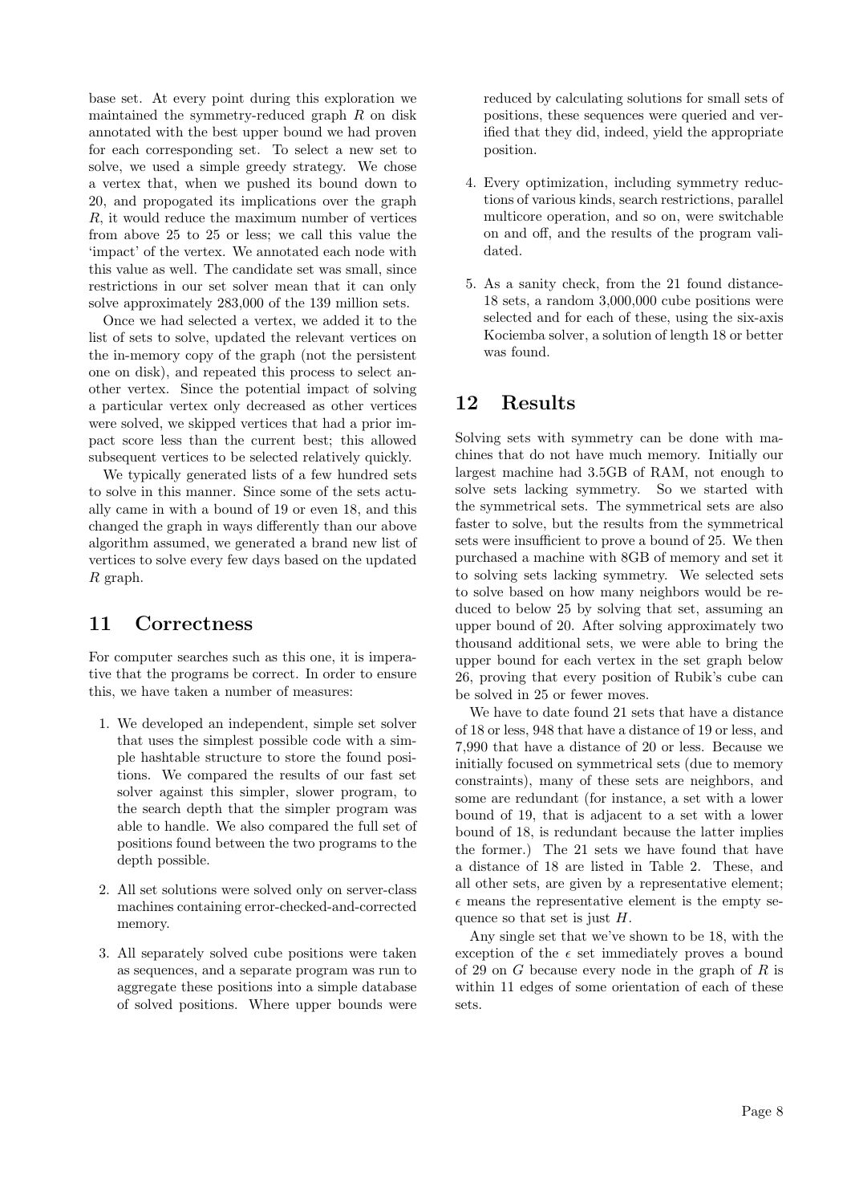base set. At every point during this exploration we maintained the symmetry-reduced graph $R$ on disk annotated with the best upper bound we had proven for each corresponding set. To select a new set to solve, we used a simple greedy strategy. We chose a vertex that, when we pushed its bound down to 20, and propogated its implications over the graph $R$, it would reduce the maximum number of vertices from above 25 to 25 or less; we call this value the 'impact' of the vertex. We annotated each node with this value as well. The candidate set was small, since restrictions in our set solver mean that it can only solve approximately 283,000 of the 139 million sets.

Once we had selected a vertex, we added it to the list of sets to solve, updated the relevant vertices on the in-memory copy of the graph (not the persistent one on disk), and repeated this process to select another vertex. Since the potential impact of solving a particular vertex only decreased as other vertices were solved, we skipped vertices that had a prior impact score less than the current best; this allowed subsequent vertices to be selected relatively quickly.

We typically generated lists of a few hundred sets to solve in this manner. Since some of the sets actually came in with a bound of 19 or even 18, and this changed the graph in ways differently than our above algorithm assumed, we generated a brand new list of vertices to solve every few days based on the updated $R$ graph.

## 11 Correctness

For computer searches such as this one, it is imperative that the programs be correct. In order to ensure this, we have taken a number of measures:

1. We developed an independent, simple set solver that uses the simplest possible code with a simple hashtable structure to store the found positions. We compared the results of our fast set solver against this simpler, slower program, to the search depth that the simpler program was able to handle. We also compared the full set of positions found between the two programs to the depth possible.
2. All set solutions were solved only on server-class machines containing error-checked-and-corrected memory.
3. All separately solved cube positions were taken as sequences, and a separate program was run to aggregate these positions into a simple database of solved positions. Where upper bounds were reduced by calculating solutions for small sets of positions, these sequences were queried and verified that they did, indeed, yield the appropriate position.
4. Every optimization, including symmetry reductions of various kinds, search restrictions, parallel multicore operation, and so on, were switchable on and off, and the results of the program validated.
5. As a sanity check, from the 21 found distance-18 sets, a random 3,000,000 cube positions were selected and for each of these, using the six-axis Kociemba solver, a solution of length 18 or better was found.

## 12 Results

Solving sets with symmetry can be done with machines that do not have much memory. Initially our largest machine had 3.5GB of RAM, not enough to solve sets lacking symmetry. So we started with the symmetrical sets. The symmetrical sets are also faster to solve, but the results from the symmetrical sets were insufficient to prove a bound of 25. We then purchased a machine with 8GB of memory and set it to solving sets lacking symmetry. We selected sets to solve based on how many neighbors would be reduced to below 25 by solving that set, assuming an upper bound of 20. After solving approximately two thousand additional sets, we were able to bring the upper bound for each vertex in the set graph below 26, proving that every position of Rubik's cube can be solved in 25 or fewer moves.

We have to date found 21 sets that have a distance of 18 or less, 948 that have a distance of 19 or less, and 7,990 that have a distance of 20 or less. Because we initially focused on symmetrical sets (due to memory constraints), many of these sets are neighbors, and some are redundant (for instance, a set with a lower bound of 19, that is adjacent to a set with a lower bound of 18, is redundant because the latter implies the former.) The 21 sets we have found that have a distance of 18 are listed in Table 2. These, and all other sets, are given by a representative element; $\epsilon$ means the representative element is the empty sequence so that set is just $H$.

Any single set that we've shown to be 18, with the exception of the $\epsilon$ set immediately proves a bound of 29 on $G$ because every node in the graph of $R$ is within 11 edges of some orientation of each of these sets.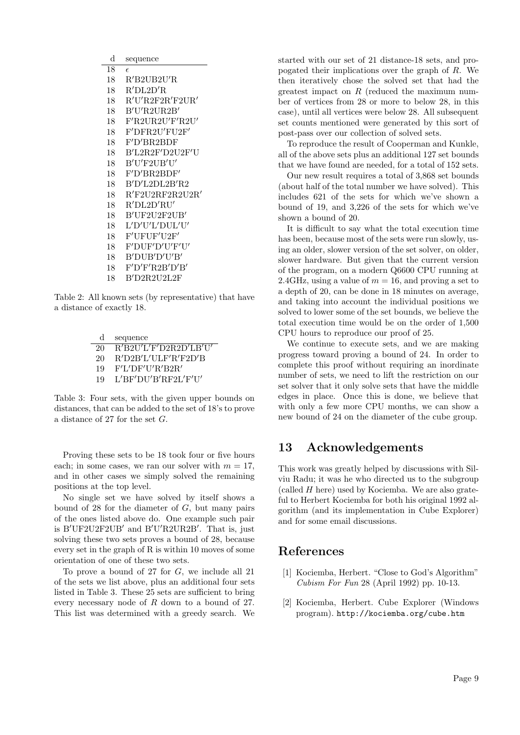| d | sequence |
|---|---|
| 18 | $\epsilon$ |
| 18 | R′B2UB2U′R |
| 18 | R′DL2D′R |
| 18 | R′U′R2F2R′F2UR′ |
| 18 | B′U′R2UR2B′ |
| 18 | F′R2UR2U′F′R2U′ |
| 18 | F′DFR2U′FU2F′ |
| 18 | F′D′BR2BDF |
| 18 | B′L2R2F′D2U2F′U |
| 18 | B′U′F2UB′U′ |
| 18 | F′D′BR2BDF′ |
| 18 | B′D′L2DL2B′R2 |
| 18 | R′F2U2RF2R2U2R′ |
| 18 | R′DL2D′RU′ |
| 18 | B′UF2U2F2UB′ |
| 18 | L′D′U′L′DUL′U′ |
| 18 | F′UFUF′U2F′ |
| 18 | F′DUF′D′U′F′U′ |
| 18 | B′DUB′D′U′B′ |
| 18 | F′D′F′R2B′D′B′ |
| 18 | B′D2R2U2L2F |

Table 2: All known sets (by representative) that have a distance of exactly 18.

| d | sequence |
|---|---|
| 20 | R′B2U′L′F′D2R2D′LB′U′ |
| 20 | R′D2B′L′ULF′R′F2D′B |
| 19 | F′L′DF′U′R′B2R′ |
| 19 | L′BF′DU′B′RF2L′F′U′ |

Table 3: Four sets, with the given upper bounds on distances, that can be added to the set of 18's to prove a distance of 27 for the set $G$.

Proving these sets to be 18 took four or five hours each; in some cases, we ran our solver with $m = 17$, and in other cases we simply solved the remaining positions at the top level.

No single set we have solved by itself shows a bound of 28 for the diameter of $G$, but many pairs of the ones listed above do. One example such pair is B′UF2U2F2UB′ and B′U′R2UR2B′. That is, just solving these two sets proves a bound of 28, because every set in the graph of R is within 10 moves of some orientation of one of these two sets.

To prove a bound of 27 for $G$, we include all 21 of the sets we list above, plus an additional four sets listed in Table 3. These 25 sets are sufficient to bring every necessary node of $R$ down to a bound of 27. This list was determined with a greedy search. We started with our set of 21 distance-18 sets, and propagated their implications over the graph of $R$. We then iteratively chose the solved set that had the greatest impact on $R$ (reduced the maximum number of vertices from 28 or more to below 28, in this case), until all vertices were below 28. All subsequent set counts mentioned were generated by this sort of post-pass over our collection of solved sets.

To reproduce the result of Cooperman and Kunkle, all of the above sets plus an additional 127 set bounds that we have found are needed, for a total of 152 sets.

Our new result requires a total of 3,868 set bounds (about half of the total number we have solved). This includes 621 of the sets for which we've shown a bound of 19, and 3,226 of the sets for which we've shown a bound of 20.

It is difficult to say what the total execution time has been, because most of the sets were run slowly, using an older, slower version of the set solver, on older, slower hardware. But given that the current version of the program, on a modern Q6600 CPU running at 2.4GHz, using a value of $m = 16$, and proving a set to a depth of 20, can be done in 18 minutes on average, and taking into account the individual positions we solved to lower some of the set bounds, we believe the total execution time would be on the order of 1,500 CPU hours to reproduce our proof of 25.

We continue to execute sets, and we are making progress toward proving a bound of 24. In order to complete this proof without requiring an inordinate number of sets, we need to lift the restriction on our set solver that it only solve sets that have the middle edges in place. Once this is done, we believe that with only a few more CPU months, we can show a new bound of 24 on the diameter of the cube group.

## 13 Acknowledgements

This work was greatly helped by discussions with Silviu Radu; it was he who directed us to the subgroup (called $H$ here) used by Kociemba. We are also grateful to Herbert Kociemba for both his original 1992 algorithm (and its implementation in Cube Explorer) and for some email discussions.

## References

[1] Kociemba, Herbert. "Close to God's Algorithm" *Cubism For Fun* 28 (April 1992) pp. 10-13.

[2] Kociemba, Herbert. Cube Explorer (Windows program). `http://kociemba.org/cube.htm`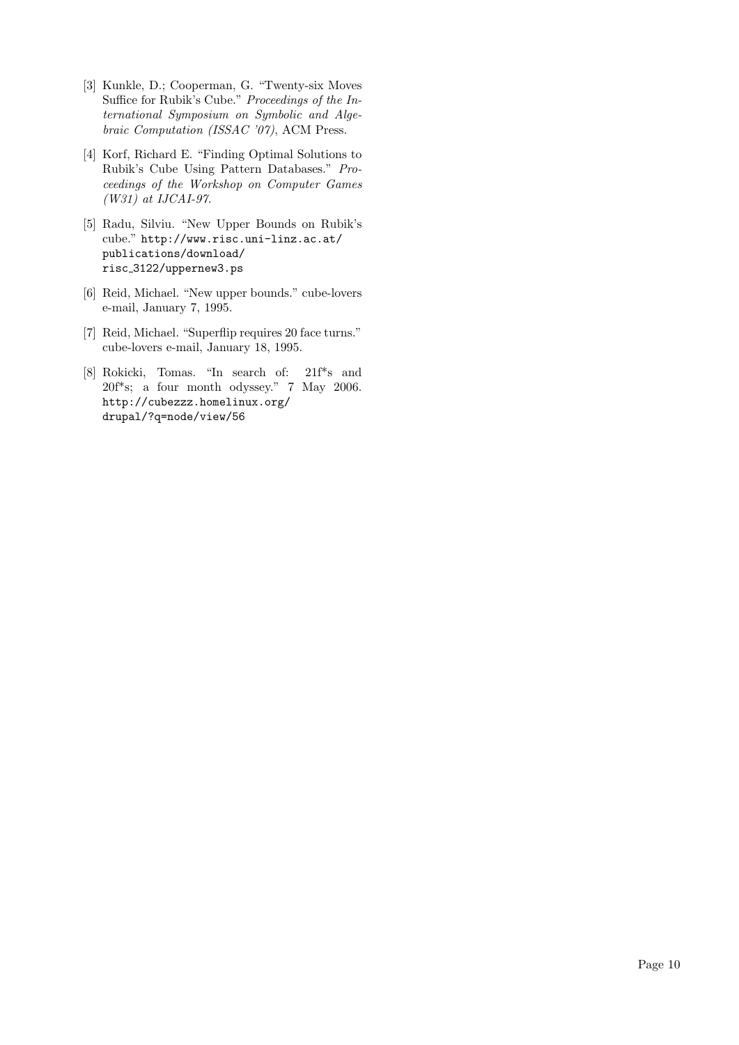[3] Kunkle, D.; Cooperman, G. "Twenty-six Moves Suffice for Rubik's Cube." *Proceedings of the International Symposium on Symbolic and Algebraic Computation (ISSAC '07)*, ACM Press.

[4] Korf, Richard E. "Finding Optimal Solutions to Rubik's Cube Using Pattern Databases." *Proceedings of the Workshop on Computer Games (W31) at IJCAI-97.*

[5] Radu, Silviu. "New Upper Bounds on Rubik's cube." `http://www.risc.uni-linz.ac.at/publications/download/risc_3122/uppernew3.ps`

[6] Reid, Michael. "New upper bounds." cube-lovers e-mail, January 7, 1995.

[7] Reid, Michael. "Superflip requires 20 face turns." cube-lovers e-mail, January 18, 1995.

[8] Rokicki, Tomas. "In search of: 21f*s and 20f*s; a four month odyssey." 7 May 2006. `http://cubezzz.homelinux.org/drupal/?q=node/view/56`